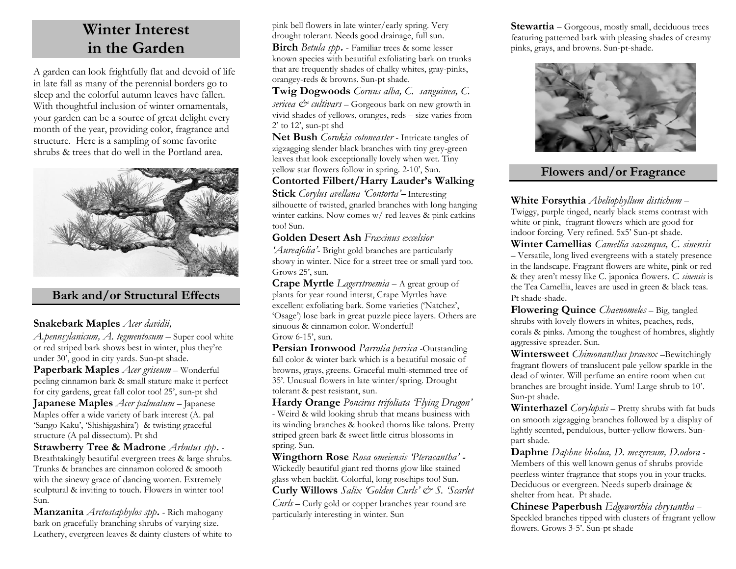# Winter Interest in the Garden

A garden can look frightfully flat and devoid of life in late fall as many of the perennial borders go to sleep and the colorful autumn leaves have fallen. With thoughtful inclusion of winter ornamentals, your garden can be a source of great delight every month of the year, providing color, fragrance and structure. Here is a sampling of some favorite shrubs & trees that do well in the Portland area.

## Bark and/or Structural Effects

**Snakebark Maples** *Acer davidii, A.pennsylanicum, A. tegmentosum* – Super cool white or red striped bark shows best in winter, plus they're under 30', good in city yards. Sun-pt shade.

**Paperbark Maples** *Acer griseum* – Wonderful peeling cinnamon bark & small stature make it perfect for city gardens, great fall color too! 25', sun-pt shd

**Japanese Maples** *Acer palmatum* – Japanese Maples offer a wide variety of bark interest (A. pal 'Sango Kaku', 'Shishigashira') & twisting graceful structure (A pal dissectum). Pt shd

**Strawberry Tree & Madrone** *Arbutus spp*. - Breathtakingly beautiful evergreen trees & large shrubs. Trunks & branches are cinnamon colored & smooth with the sinewy grace of dancing women. Extremely sculptural & inviting to touch. Flowers in winter too! Sun.

**Manzanita** *Arctostaphylos spp*. - Rich mahogany bark on gracefully branching shrubs of varying size. Leathery, evergreen leaves & dainty clusters of white to pink bell flowers in late winter/early spring. Very drought tolerant. Needs good drainage, full sun.

**Birch** *Betula spp*. - Familiar trees & some lesser known species with beautiful exfoliating bark on trunks that are frequently shades of chalky whites, gray-pinks, orangey-reds & browns. Sun-pt shade.

**Twig Dogwoods** *Cornus alba, C. sanguinea, C. sericea & cultivars* – Gorgeous bark on new growth in vivid shades of yellows, oranges, reds – size varies from 2' to 12', sun-pt shd

**Net Bush** *Corokia cotoneaster* - Intricate tangles of zigzagging slender black branches with tiny grey-green leaves that look exceptionally lovely when wet. Tiny yellow star flowers follow in spring. 2-10', Sun.

**Contorted Filbert/Harry Lauder's Walking Stick** *Corylus avellana 'Contorta'* – Interesting silhouette of twisted, gnarled branches with long hanging winter catkins. Now comes w/ red leaves & pink catkins too! Sun.

**Golden Desert Ash** *Fraxinus excelsior 'Aureafolia'*- Bright gold branches are particularly showy in winter. Nice for a street tree or small yard too. Grows 25', sun.

**Crape Myrtle** *Lagerstroemia* – A great group of plants for year round interst, Crape Myrtles have excellent exfoliating bark. Some varieties ('Natchez', 'Osage') lose bark in great puzzle piece layers. Others are sinuous & cinnamon color. Wonderful! Grow 6-15', sun.

**Persian Ironwood** *Parrotia persica* -Outstanding fall color & winter bark which is a beautiful mosaic of browns, grays, greens. Graceful multi-stemmed tree of 35'. Unusual flowers in late winter/spring. Drought tolerant & pest resistant, sun.

**Hardy Orange** *Poncirus trifoliata 'Flying Dragon'* - Weird & wild looking shrub that means business with its winding branches & hooked thorns like talons. Pretty striped green bark & sweet little citrus blossoms in spring. Sun.

**Wingthorn Rose** *Rosa omeiensis 'Pteracantha'* - Wickedly beautiful giant red thorns glow like stained glass when backlit. Colorful, long rosehips too! Sun.

**Curly Willows** *Salix 'Golden Curls' & S. 'Scarlet Curls* – Curly gold or copper branches year round are particularly interesting in winter. Sun

**Stewartia** – Gorgeous, mostly small, deciduous trees featuring patterned bark with pleasing shades of creamy pinks, grays, and browns. Sun-pt-shade.

## Flowers and/or Fragrance

**White Forsythia** *Abeliophyllum distichum* – Twiggy, purple tinged, nearly black stems contrast with white or pink, fragrant flowers which are good for indoor forcing. Very refined. 5x5' Sun-pt shade.

**Winter Camellias** *Camellia sasanqua, C. sinensis* – Versatile, long lived evergreens with a stately presence in the landscape. Fragrant flowers are white, pink or red & they aren't messy like C. japonica flowers. *C. sinensis* is the Tea Camellia, leaves are used in green & black teas. Pt shade-shade.

**Flowering Quince** *Chaenomeles* – Big, tangled shrubs with lovely flowers in whites, peaches, reds, corals & pinks. Among the toughest of hombres, slightly aggressive spreader. Sun.

**Wintersweet** *Chimonanthus praecox* –Bewitchingly fragrant flowers of translucent pale yellow sparkle in the dead of winter. Will perfume an entire room when cut branches are brought inside. Yum! Large shrub to 10'. Sun-pt shade.

**Winterhazel** *Corylopsis* – Pretty shrubs with fat buds on smooth zigzagging branches followed by a display of lightly scented, pendulous, butter-yellow flowers. Sun-part shade.

**Daphne** *Daphne bholua, D. mezereum, D.odora* - Members of this well known genus of shrubs provide peerless winter fragrance that stops you in your tracks. Deciduous or evergreen. Needs superb drainage & shelter from heat. Pt shade.

**Chinese Paperbush** *Edgeworthia chrysantha* – Speckled branches tipped with clusters of fragrant yellow flowers. Grows 3-5'. Sun-pt shade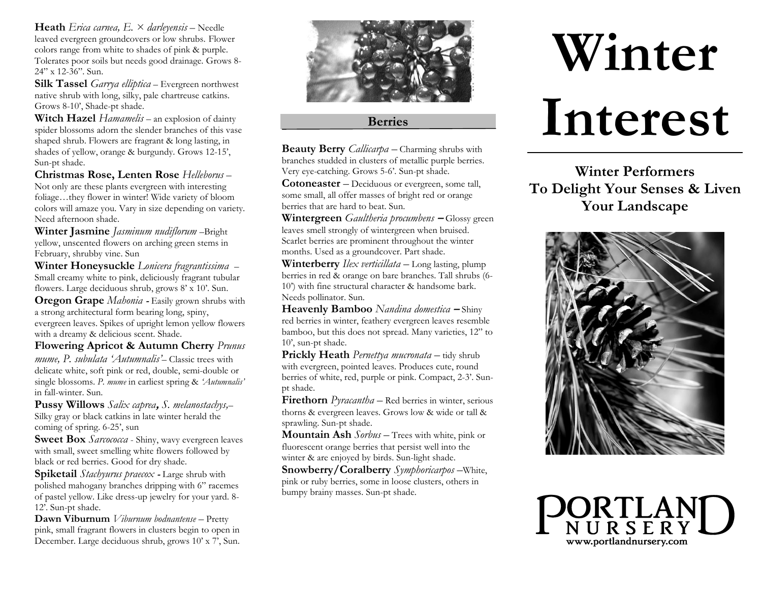**Heath** *Erica carnea, E. × darleyensis* – Needle leaved evergreen groundcovers or low shrubs. Flower colors range from white to shades of pink & purple. Tolerates poor soils but needs good drainage. Grows 8-24" x 12-36". Sun.

**Silk Tassel** *Garrya elliptica* – Evergreen northwest native shrub with long, silky, pale chartreuse catkins. Grows 8-10', Shade-pt shade.

**Witch Hazel** *Hamamelis* – an explosion of dainty spider blossoms adorn the slender branches of this vase shaped shrub. Flowers are fragrant & long lasting, in shades of yellow, orange & burgundy. Grows 12-15', Sun-pt shade.

**Christmas Rose, Lenten Rose** *Helleborus* – Not only are these plants evergreen with interesting foliage…they flower in winter! Wide variety of bloom colors will amaze you. Vary in size depending on variety. Need afternoon shade.

**Winter Jasmine** *Jasminum nudiflorum* –Bright yellow, unscented flowers on arching green stems in February, shrubby vine. Sun

**Winter Honeysuckle** *Lonicera fragrantissima* – Small creamy white to pink, deliciously fragrant tubular flowers. Large deciduous shrub, grows 8' x 10'. Sun.

**Oregon Grape** *Mahonia* - Easily grown shrubs with a strong architectural form bearing long, spiny, evergreen leaves. Spikes of upright lemon yellow flowers with a dreamy & delicious scent. Shade.

**Flowering Apricot & Autumn Cherry** *Prunus mume, P. subulata 'Autumnalis'*– Classic trees with delicate white, soft pink or red, double, semi-double or single blossoms. *P. mume* in earliest spring & *'Autumnalis'* in fall-winter. Sun.

**Pussy Willows** *Salix caprea***,** *S. melanostachys*,– Silky gray or black catkins in late winter herald the coming of spring. 6-25', sun

**Sweet Box** *Sarcococca* - Shiny, wavy evergreen leaves with small, sweet smelling white flowers followed by black or red berries. Good for dry shade.

**Spiketail** *Stachyurus praecox* - Large shrub with polished mahogany branches dripping with 6" racemes of pastel yellow. Like dress-up jewelry for your yard. 8-12'. Sun-pt shade.

**Dawn Viburnum** *Viburnum bodnantense* – Pretty pink, small fragrant flowers in clusters begin to open in December. Large deciduous shrub, grows 10' x 7', Sun.

## Berries

**Beauty Berry** *Callicarpa* – Charming shrubs with branches studded in clusters of metallic purple berries. Very eye-catching. Grows 5-6'. Sun-pt shade.

**Cotoneaster** – Deciduous or evergreen, some tall, some small, all offer masses of bright red or orange berries that are hard to beat. Sun.

**Wintergreen** *Gaultheria procumbens* – Glossy green leaves smell strongly of wintergreen when bruised. Scarlet berries are prominent throughout the winter months. Used as a groundcover. Part shade.

**Winterberry** *Ilex verticillata* – Long lasting, plump berries in red & orange on bare branches. Tall shrubs (6-10') with fine structural character & handsome bark. Needs pollinator. Sun.

**Heavenly Bamboo** *Nandina domestica* – Shiny red berries in winter, feathery evergreen leaves resemble bamboo, but this does not spread. Many varieties, 12" to 10', sun-pt shade.

**Prickly Heath** *Pernettya mucronata* – tidy shrub with evergreen, pointed leaves. Produces cute, round berries of white, red, purple or pink. Compact, 2-3'. Sun-pt shade.

**Firethorn** *Pyracantha* – Red berries in winter, serious thorns & evergreen leaves. Grows low & wide or tall & sprawling. Sun-pt shade.

**Mountain Ash** *Sorbus* – Trees with white, pink or fluorescent orange berries that persist well into the winter & are enjoyed by birds. Sun-light shade.

**Snowberry/Coralberry** *Symphoricarpos* –White, pink or ruby berries, some in loose clusters, others in bumpy brainy masses. Sun-pt shade.

# Winter Interest

## Winter Performers To Delight Your Senses & Liven Your Landscape

PORTLAND NURSERY

www.portlandnursery.com